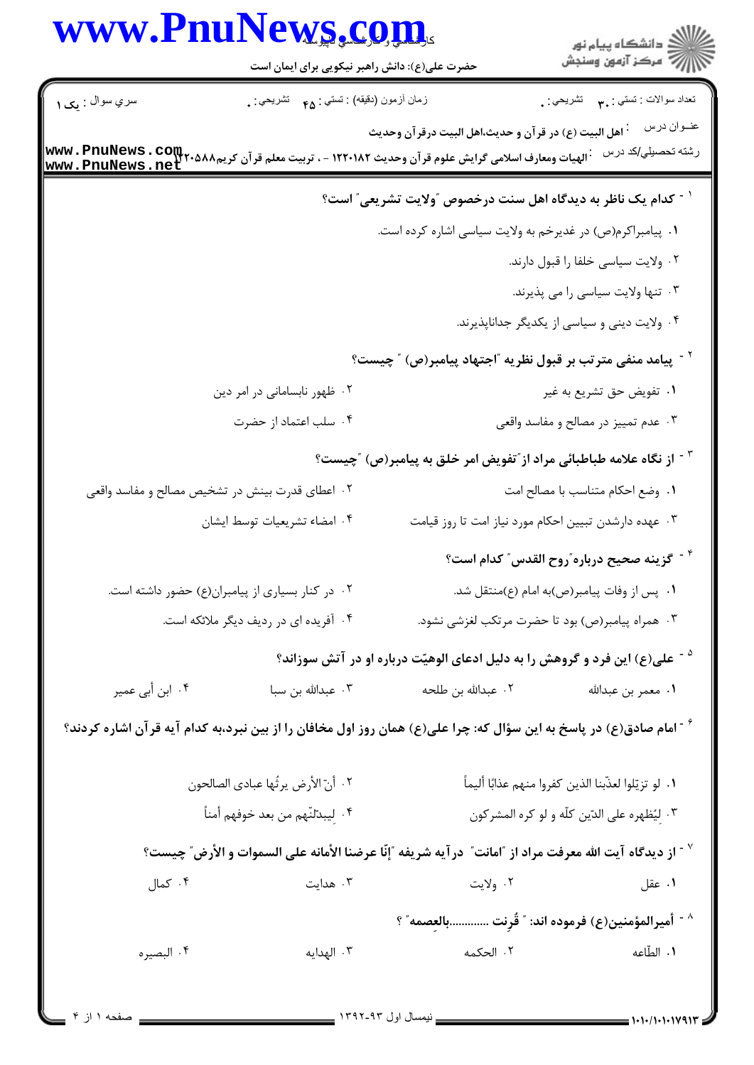حضرت علی(ع): دانش راهبر نیکویی برای ایمان است

سري سوال : یک ۱ | زمان آزمون (دقیقه) : تستی : ۴۵ تشریحی : ۰ | تعداد سوالات : تستی : ۳۰ تشریحی : ۰

عنـوان درس : اهل البیت (ع) در قرآن و حدیث،اهل البیت درقرآن وحدیث

رشته تحصیلی/کد درس : الهیات ومعارف اسلامی گرایش علوم قرآن وحدیث ۱۲۲۰۱۸۲ - ، تربیت معلم قرآن کریم۱۲۲۰۵۸۸

۱- کدام یک ناظر به دیدگاه اهل سنت درخصوص "ولایت تشریعی" است؟

۱. پیامبراکرم(ص) در غدیرخم به ولایت سیاسی اشاره کرده است.

۲. ولایت سیاسی خلفا را قبول دارند.

۳. تنها ولایت سیاسی را می پذیرند.

۴. ولایت دینی و سیاسی از یکدیگر جداناپذیرند.

۲- پیامد منفی مترتب بر قبول نظریه "اجتهاد پیامبر(ص) " چیست؟

۱. تفویض حق تشریع به غیر

۲. ظهور نابسامانی در امر دین

۳. عدم تمییز در مصالح و مفاسد واقعی

۴. سلب اعتماد از حضرت

۳- از نگاه علامه طباطبائی مراد از"تفویض امر خلق به پیامبر(ص) "چیست؟

۱. وضع احکام متناسب با مصالح امت

۲. اعطای قدرت بینش در تشخیص مصالح و مفاسد واقعی

۳. عهده دارشدن تبیین احکام مورد نیاز امت تا روز قیامت

۴. امضاء تشریعیات توسط ایشان

۴- گزینه صحیح درباره"روح القدس" کدام است؟

۱. پس از وفات پیامبر(ص)به امام (ع)منتقل شد.

۲. در کنار بسیاری از پیامبران(ع) حضور داشته است.

۳. همراه پیامبر(ص) بود تا حضرت مرتکب لغزشی نشود.

۴. آفریده ای در ردیف دیگر ملائکه است.

۵- علی(ع) این فرد و گروهش را به دلیل ادعای الوهیّت درباره او در آتش سوزاند؟

۱. معمر بن عبدالله

۲. عبدالله بن طلحه

۳. عبدالله بن سبا

۴. ابن أبی عمیر

۶- امام صادق(ع) در پاسخ به این سؤال که: چرا علی(ع) همان روز اول مخافان را از بین نبرد،به کدام آیه قرآن اشاره کردند؟

۱. لو تزیّلوا لعذّبنا الذین کفروا منهم عذابًا ألیماً

۲. أنّ الأرض یرثُها عبادی الصالحون

۳. لِیُظهره علی الدّین کلّه و لو کره المشرکون

۴. لیبدلّنّهم من بعد خوفهم أمناً

۷- از دیدگاه آیت الله معرفت مراد از "امانت" درآیه شریفه "إنّا عرضنا الأمانه علی السموات و الأرض" چیست؟

۱. عقل

۲. ولایت

۳. هدایت

۴. کمال

۸- أمیرالمؤمنین(ع) فرموده اند: " قُرِنت ............بالعِصمه" ؟

۱. الطّاعه

۲. الحکمه

۳. الهدایه

۴. البصیره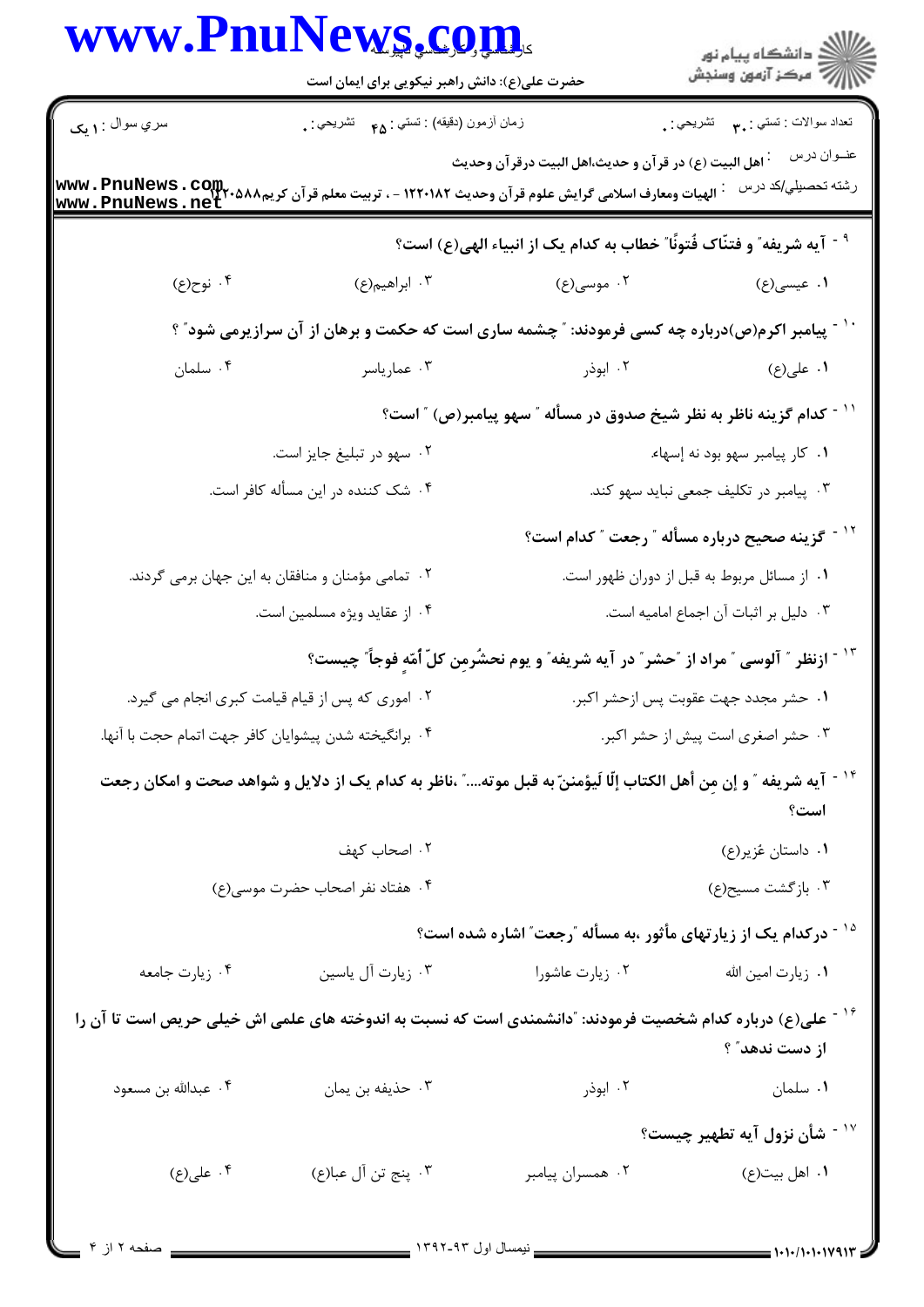۹ - آیه شریفه " و فتنّاک فُتونًا " خطاب به کدام یک از انبیاء الهی(ع) است؟

۱. عیسی(ع)
۲. موسی(ع)
۳. ابراهیم(ع)
۴. نوح(ع)

۱۰ - پیامبر اکرم(ص)درباره چه کسی فرمودند: " چشمه ساری است که حکمت و برهان از آن سرازیرمی شود" ؟

۱. علی(ع)
۲. ابوذر
۳. عمارياسر
۴. سلمان

۱۱ - کدام گزینه ناظر به نظر شیخ صدوق در مسأله " سهو پیامبر(ص) " است؟

۱. کار پیامبر سهو بود نه إسهاء.
۲. سهو در تبلیغ جایز است.
۳. پیامبر در تکلیف جمعی نباید سهو کند.
۴. شک کننده در این مسأله کافر است.

۱۲ - گزینه صحیح درباره مسأله " رجعت " کدام است؟

۱. از مسائل مربوط به قبل از دوران ظهور است.
۲. تمامی مؤمنان و منافقان به این جهان برمی گردند.
۳. دلیل بر اثبات آن اجماع امامیه است.
۴. از عقاید ویژه مسلمین است.

۱۳ - ازنظر " آلوسی " مراد از "حشر" در آیه شریفه" و یوم نحشُرمِن کلّ أمّهٍ فوجاً" چیست؟

۱. حشر مجدد جهت عقوبت پس ازحشر اکبر.
۲. اموری که پس از قیام قیامت کبری انجام می گیرد.
۳. حشر اصغری است پیش از حشر اکبر.
۴. برانگیخته شدن پیشوایان کافر جهت اتمام حجت با آنها.

۱۴ - آیه شریفه " و إن مِن أهل الکتاب إلّا لَیؤمننّ به قبل موته...." ،ناظر به کدام یک از دلایل و شواهد صحت و امکان رجعت است؟

۱. داستان عُزیر(ع)
۲. اصحاب کهف
۳. بازگشت مسیح(ع)
۴. هفتاد نفر اصحاب حضرت موسی(ع)

۱۵ - درکدام یک از زیارتهای مأثور ،به مسأله "رجعت" اشاره شده است؟

۱. زیارت امین الله
۲. زیارت عاشورا
۳. زیارت آل یاسین
۴. زیارت جامعه

۱۶ - علی(ع) درباره کدام شخصیت فرمودند: "دانشمندی است که نسبت به اندوخته های علمی اش خیلی حریص است تا آن را از دست ندهد" ؟

۱. سلمان
۲. ابوذر
۳. حذیفه بن یمان
۴. عبدالله بن مسعود

۱۷ - شأن نزول آیه تطهیر چیست؟

۱. اهل بیت(ع)
۲. همسران پیامبر
۳. پنج تن آل عبا(ع)
۴. علی(ع)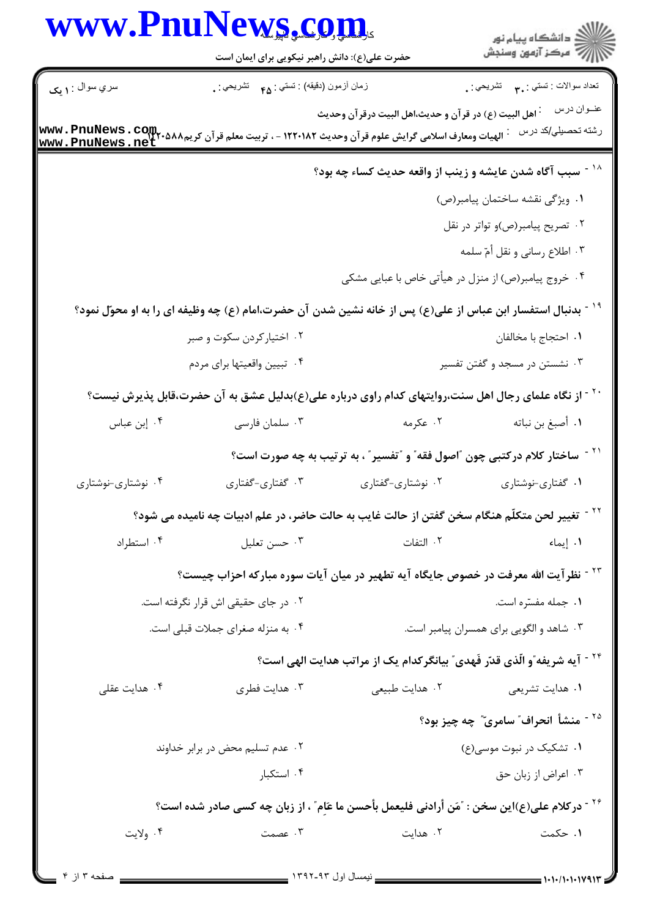۱۸ - سبب آگاه شدن عایشه و زینب از واقعه حدیث کساء چه بود؟

۱. ویژگی نقشه ساختمان پیامبر(ص)

۲. تصریح پیامبر(ص)و تواتر در نقل

۳. اطلاع رسانی و نقل أمّ سلمه

۴. خروج پیامبر(ص) از منزل در هیأتی خاص با عبایی مشکی

۱۹ - بدنبال استفسار ابن عباس از علی(ع) پس از خانه نشین شدن آن حضرت،امام (ع) چه وظیفه ای را به او محوّل نمود؟

۱. احتجاج با مخالفان

۲. اختیارکردن سکوت و صبر

۳. نشستن در مسجد و گفتن تفسیر

۴. تبیین واقعیتها برای مردم

۲۰ - از نگاه علمای رجال اهل سنت،روایتهای کدام راوی درباره علی(ع)بدلیل عشق به آن حضرت،قابل پذیرش نیست؟

۱. أصبغ بن نباته

۲. عکرمه

۳. سلمان فارسی

۴. إبن عباس

۲۱ - ساختار کلام درکتبی چون "اصول فقه" و "تفسیر" ، به ترتیب به چه صورت است؟

۱. گفتاری-نوشتاری

۲. نوشتاری-گفتاری

۳. گفتاری-گفتاری

۴. نوشتاری-نوشتاری

۲۲ - تغییر لحن متکلّم هنگام سخن گفتن از حالت غایب به حالت حاضر، در علم ادبیات چه نامیده می شود؟

۱. إیماء

۲. التفات

۳. حسن تعلیل

۴. استطراد

۲۳ - نظرآیت الله معرفت در خصوص جایگاه آیه تطهیر در میان آیات سوره مبارکه احزاب چیست؟

۱. جمله مفسّره است.

۲. در جای حقیقی اش قرار نگرفته است.

۳. شاهد و الگویی برای همسران پیامبر است.

۴. به منزله صغرای جملات قبلی است.

۲۴ - آیه شریفه"و الّذی قدّر فَهدی" بیانگرکدام یک از مراتب هدایت الهی است؟

۱. هدایت تشریعی

۲. هدایت طبیعی

۳. هدایت فطری

۴. هدایت عقلی

۲۵ - منشأ انحراف" سامری" چه چیز بود؟

۱. تشکیک در نبوت موسی(ع)

۲. عدم تسلیم محض در برابر خداوند

۳. اعراض از زبان حق

۴. استکبار

۲۶ - درکلام علی(ع)این سخن : "مَن أرادنی فلیعمل بأحسن ما عَامِ" ، از زبان چه کسی صادر شده است؟

۱. حکمت

۲. هدایت

۳. عصمت

۴. ولایت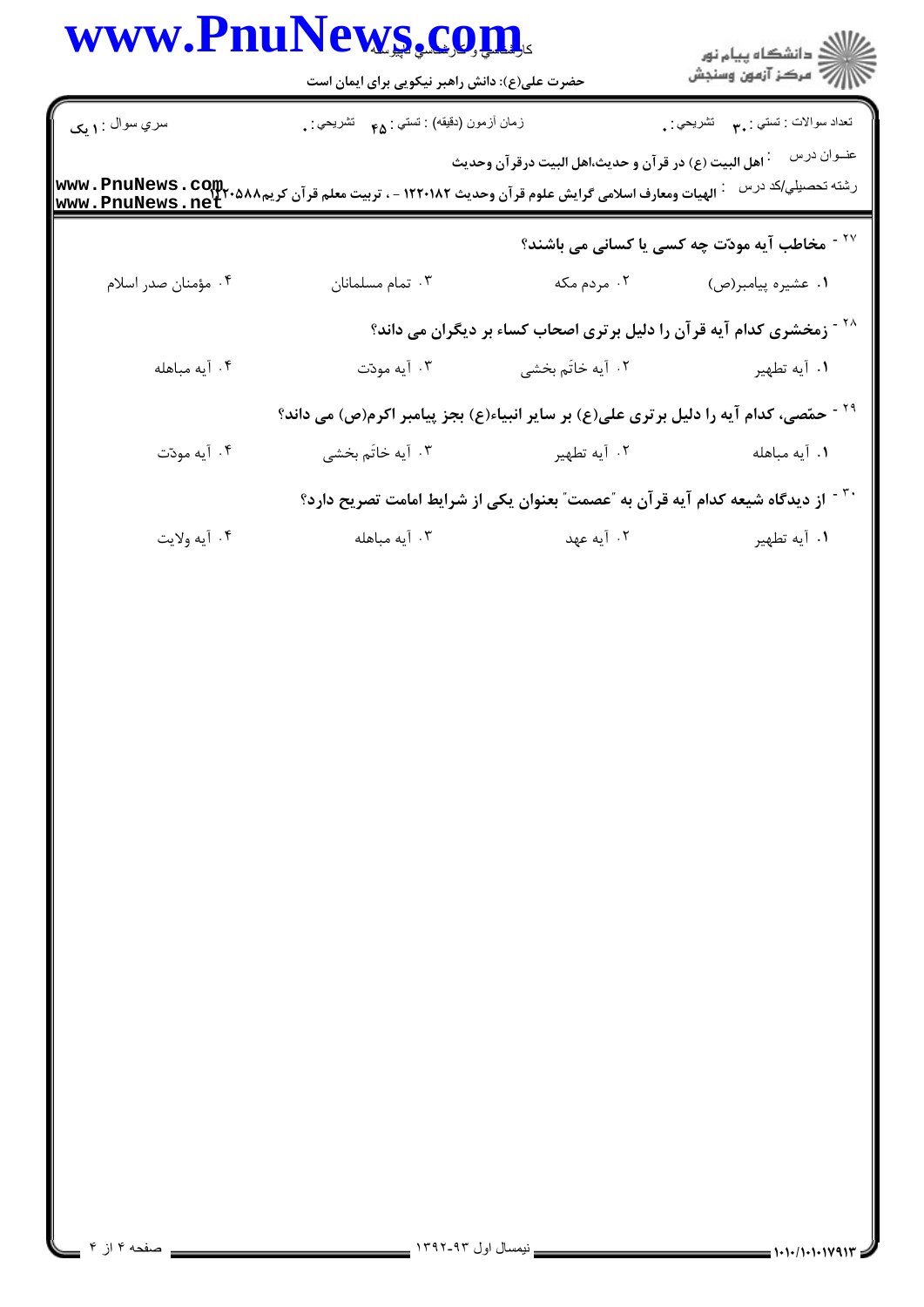**کارشناسی و کارشناسی ناپیوسته**

**حضرت علی(ع): دانش راهبر نیکویی برای ایمان است**

**دانشگاه پیام نور - مرکز آزمون وسنجش**

سري سوال : ۱ یک | زمان آزمون (دقیقه) : تستی : ۴۵ تشریحی : ۰ | تعداد سوالات : تستی : ۳۰ تشریحی : ۰

عنــوان درس : اهل البیت (ع) در قرآن و حدیث،اهل البیت درقرآن وحدیث

رشته تحصيلي/کد درس : الهیات ومعارف اسلامی گرایش علوم قرآن وحدیث ۱۲۲۰۱۸۲ - ، تربیت معلم قرآن کریم۱۲۲۰۵۸۸

۲۷ - **مخاطب آیه مودّت چه کسی یا کسانی می باشند؟**

۱. عشیره پیامبر(ص)
۲. مردم مکه
۳. تمام مسلمانان
۴. مؤمنان صدر اسلام

۲۸ - **زمخشری کدام آیه قرآن را دلیل برتری اصحاب کساء بر دیگران می داند؟**

۱. آیه تطهیر
۲. آیه خاتَم بخشی
۳. آیه مودت
۴. آیه مباهله

۲۹ - **حمّصی، کدام آیه را دلیل برتری علی(ع) بر سایر انبیاء(ع) بجز پیامبر اکرم(ص) می داند؟**

۱. آیه مباهله
۲. آیه تطهیر
۳. آیه خاتَم بخشی
۴. آیه مودّت

۳۰ - **از دیدگاه شیعه کدام آیه قرآن به "عصمت" بعنوان یکی از شرایط امامت تصریح دارد؟**

۱. آیه تطهیر
۲. آیه عهد
۳. آیه مباهله
۴. آیه ولایت